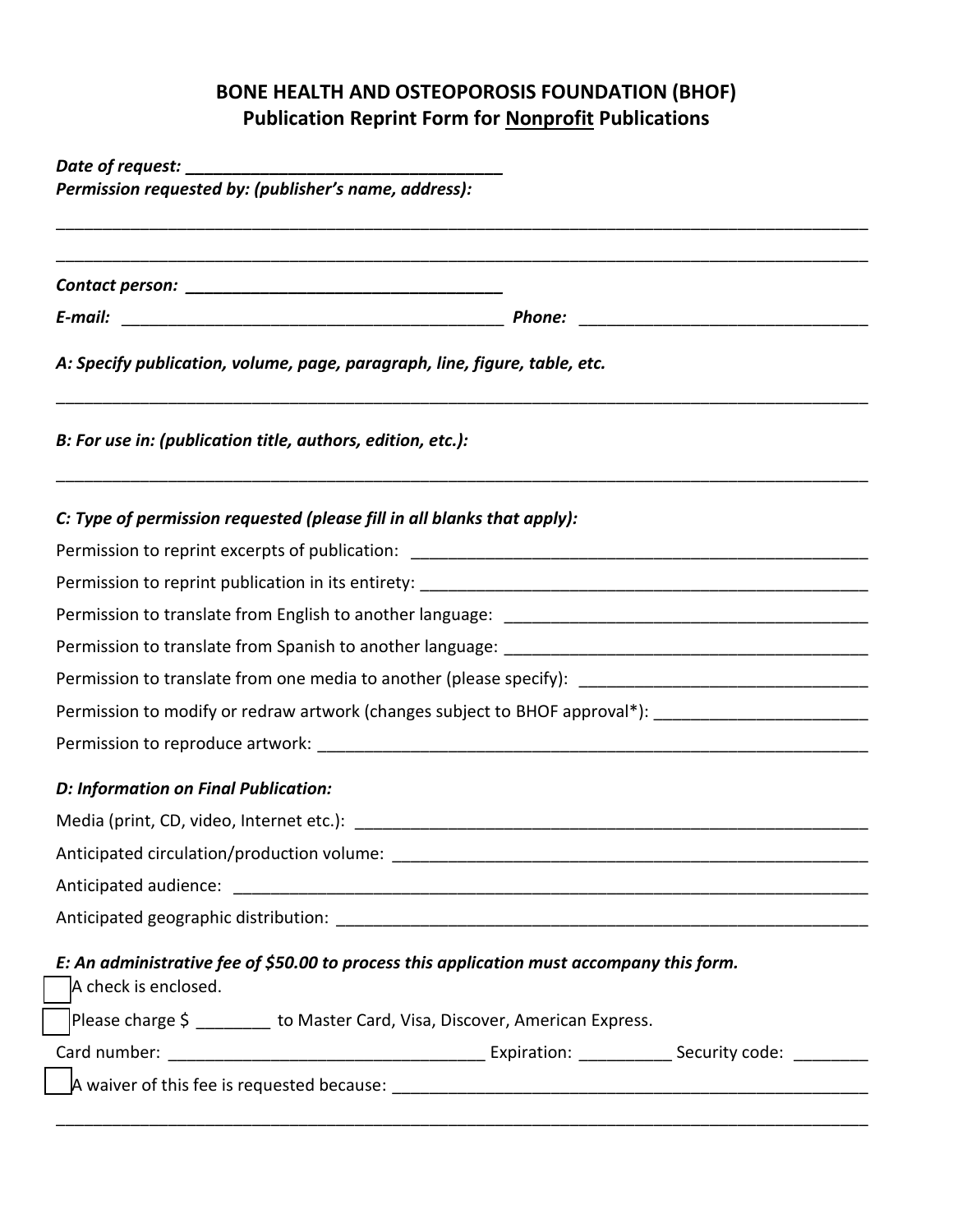# BONE HEALTH AND OSTEOPOROSIS FOUNDATION (BHOF)

## Publication Reprint Form for <u>Nonprofit</u> Publications

***Date of request:*** ___________________________________

***Permission requested by: (publisher's name, address):***

_______________________________________________________________________________________________

_______________________________________________________________________________________________

***Contact person:*** ___________________________________

***E-mail:*** _____________________________________________ ***Phone:*** ________________________________

***A: Specify publication, volume, page, paragraph, line, figure, table, etc.***

_______________________________________________________________________________________________

***B: For use in: (publication title, authors, edition, etc.):***

_______________________________________________________________________________________________

***C: Type of permission requested (please fill in all blanks that apply):***

Permission to reprint excerpts of publication: ____________________________________________________

Permission to reprint publication in its entirety: ___________________________________________________

Permission to translate from English to another language: ___________________________________________

Permission to translate from Spanish to another language: ___________________________________________

Permission to translate from one media to another (please specify): _______________________________

Permission to modify or redraw artwork (changes subject to BHOF approval*): _______________________

Permission to reproduce artwork: ______________________________________________________________

***D: Information on Final Publication:***

Media (print, CD, video, Internet etc.): ___________________________________________________________

Anticipated circulation/production volume: ________________________________________________________

Anticipated audience: ______________________________________________________________________

Anticipated geographic distribution: _____________________________________________________________

***E: An administrative fee of $50.00 to process this application must accompany this form.***

☐ A check is enclosed.

☐ Please charge $ ________ to Master Card, Visa, Discover, American Express.

Card number: __________________________________ Expiration: __________ Security code: ________

☐ A waiver of this fee is requested because: ______________________________________________________

_______________________________________________________________________________________________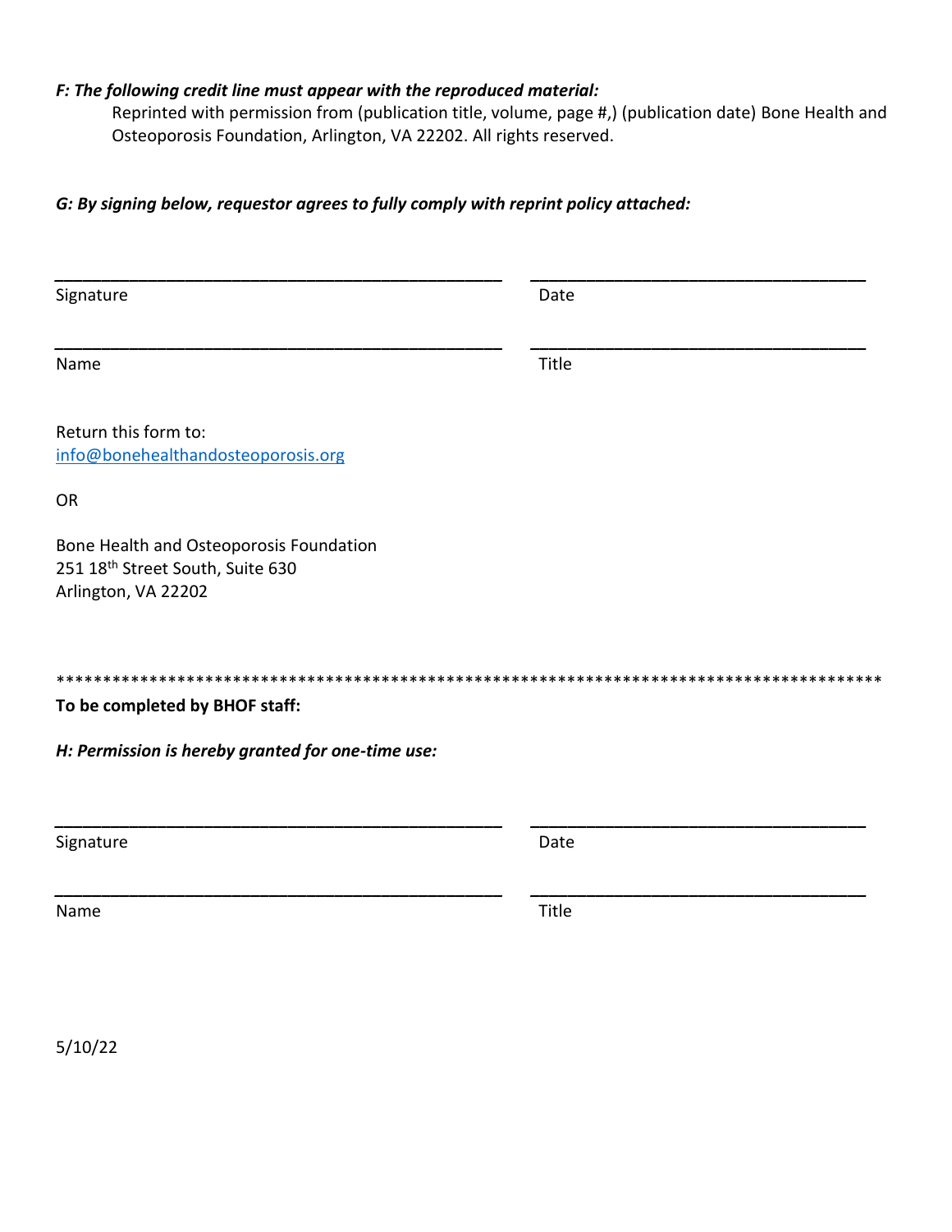***F: The following credit line must appear with the reproduced material:***

Reprinted with permission from (publication title, volume, page #,) (publication date) Bone Health and Osteoporosis Foundation, Arlington, VA 22202. All rights reserved.

***G: By signing below, requestor agrees to fully comply with reprint policy attached:***

| | |
|---|---|
| _______________________________________________ | ____________________________________ |
| Signature | Date |
| _______________________________________________ | ____________________________________ |
| Name | Title |

Return this form to:
[info@bonehealthandosteoporosis.org](mailto:info@bonehealthandosteoporosis.org)

OR

Bone Health and Osteoporosis Foundation
251 18th Street South, Suite 630
Arlington, VA 22202

******************************************************************************************

**To be completed by BHOF staff:**

***H: Permission is hereby granted for one-time use:***

| | |
|---|---|
| _______________________________________________ | ____________________________________ |
| Signature | Date |
| _______________________________________________ | ____________________________________ |
| Name | Title |

5/10/22